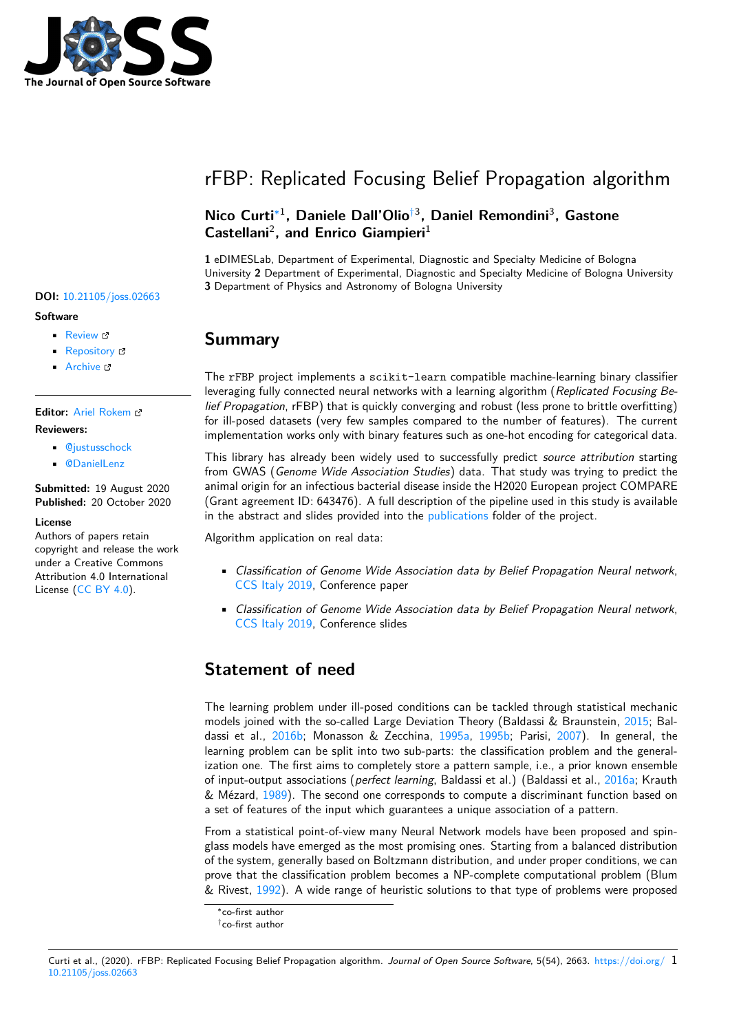# rFBP: Replicated Focusing Belief Propagation algorithm

**Nico Curti**[*1], **Daniele Dall'Olio**[†3], **Daniel Remondini**[3], **Gastone Castellani**[2], **and Enrico Giampieri**[1]

**1** eDIMESLab, Department of Experimental, Diagnostic and Specialty Medicine of Bologna University **2** Department of Experimental, Diagnostic and Specialty Medicine of Bologna University **3** Department of Physics and Astronomy of Bologna University

**DOI:** 10.21105/joss.02663

**Software**

- Review
- Repository
- Archive

**Editor:** Ariel Rokem

**Reviewers:**

- @justusschock
- @DanielLenz

**Submitted:** 19 August 2020
**Published:** 20 October 2020

**License**
Authors of papers retain copyright and release the work under a Creative Commons Attribution 4.0 International License (CC BY 4.0).

## Summary

The rFBP project implements a scikit-learn compatible machine-learning binary classifier leveraging fully connected neural networks with a learning algorithm (*Replicated Focusing Belief Propagation*, rFBP) that is quickly converging and robust (less prone to brittle overfitting) for ill-posed datasets (very few samples compared to the number of features). The current implementation works only with binary features such as one-hot encoding for categorical data.

This library has already been widely used to successfully predict *source attribution* starting from GWAS (*Genome Wide Association Studies*) data. That study was trying to predict the animal origin for an infectious bacterial disease inside the H2020 European project COMPARE (Grant agreement ID: 643476). A full description of the pipeline used in this study is available in the abstract and slides provided into the publications folder of the project.

Algorithm application on real data:

- *Classification of Genome Wide Association data by Belief Propagation Neural network*, CCS Italy 2019, Conference paper
- *Classification of Genome Wide Association data by Belief Propagation Neural network*, CCS Italy 2019, Conference slides

## Statement of need

The learning problem under ill-posed conditions can be tackled through statistical mechanic models joined with the so-called Large Deviation Theory (Baldassi & Braunstein, 2015; Baldassi et al., 2016b; Monasson & Zecchina, 1995a, 1995b; Parisi, 2007). In general, the learning problem can be split into two sub-parts: the classification problem and the generalization one. The first aims to completely store a pattern sample, i.e., a prior known ensemble of input-output associations (*perfect learning*, Baldassi et al.) (Baldassi et al., 2016a; Krauth & Mézard, 1989). The second one corresponds to compute a discriminant function based on a set of features of the input which guarantees a unique association of a pattern.

From a statistical point-of-view many Neural Network models have been proposed and spin-glass models have emerged as the most promising ones. Starting from a balanced distribution of the system, generally based on Boltzmann distribution, and under proper conditions, we can prove that the classification problem becomes a NP-complete computational problem (Blum & Rivest, 1992). A wide range of heuristic solutions to that type of problems were proposed

[*] co-first author
[†] co-first author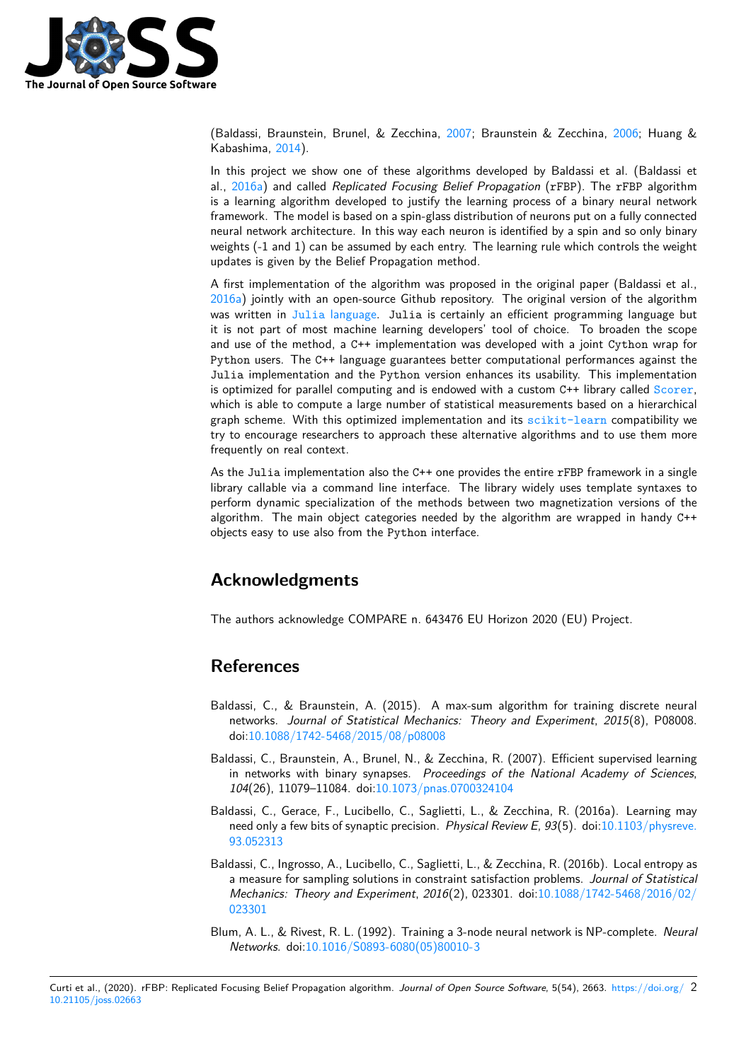(Baldassi, Braunstein, Brunel, & Zecchina, 2007; Braunstein & Zecchina, 2006; Huang & Kabashima, 2014).

In this project we show one of these algorithms developed by Baldassi et al. (Baldassi et al., 2016a) and called *Replicated Focusing Belief Propagation* (`rFBP`). The `rFBP` algorithm is a learning algorithm developed to justify the learning process of a binary neural network framework. The model is based on a spin-glass distribution of neurons put on a fully connected neural network architecture. In this way each neuron is identified by a spin and so only binary weights (-1 and 1) can be assumed by each entry. The learning rule which controls the weight updates is given by the Belief Propagation method.

A first implementation of the algorithm was proposed in the original paper (Baldassi et al., 2016a) jointly with an open-source Github repository. The original version of the algorithm was written in `Julia language`. `Julia` is certainly an efficient programming language but it is not part of most machine learning developers' tool of choice. To broaden the scope and use of the method, a `C++` implementation was developed with a joint `Cython` wrap for `Python` users. The `C++` language guarantees better computational performances against the `Julia` implementation and the `Python` version enhances its usability. This implementation is optimized for parallel computing and is endowed with a custom `C++` library called `Scorer`, which is able to compute a large number of statistical measurements based on a hierarchical graph scheme. With this optimized implementation and its `scikit-learn` compatibility we try to encourage researchers to approach these alternative algorithms and to use them more frequently on real context.

As the `Julia` implementation also the `C++` one provides the entire `rFBP` framework in a single library callable via a command line interface. The library widely uses template syntaxes to perform dynamic specialization of the methods between two magnetization versions of the algorithm. The main object categories needed by the algorithm are wrapped in handy `C++` objects easy to use also from the `Python` interface.

# Acknowledgments

The authors acknowledge COMPARE n. 643476 EU Horizon 2020 (EU) Project.

# References

Baldassi, C., & Braunstein, A. (2015). A max-sum algorithm for training discrete neural networks. *Journal of Statistical Mechanics: Theory and Experiment*, *2015*(8), P08008. doi:10.1088/1742-5468/2015/08/p08008

Baldassi, C., Braunstein, A., Brunel, N., & Zecchina, R. (2007). Efficient supervised learning in networks with binary synapses. *Proceedings of the National Academy of Sciences*, *104*(26), 11079–11084. doi:10.1073/pnas.0700324104

Baldassi, C., Gerace, F., Lucibello, C., Saglietti, L., & Zecchina, R. (2016a). Learning may need only a few bits of synaptic precision. *Physical Review E*, *93*(5). doi:10.1103/physreve.93.052313

Baldassi, C., Ingrosso, A., Lucibello, C., Saglietti, L., & Zecchina, R. (2016b). Local entropy as a measure for sampling solutions in constraint satisfaction problems. *Journal of Statistical Mechanics: Theory and Experiment*, *2016*(2), 023301. doi:10.1088/1742-5468/2016/02/023301

Blum, A. L., & Rivest, R. L. (1992). Training a 3-node neural network is NP-complete. *Neural Networks*. doi:10.1016/S0893-6080(05)80010-3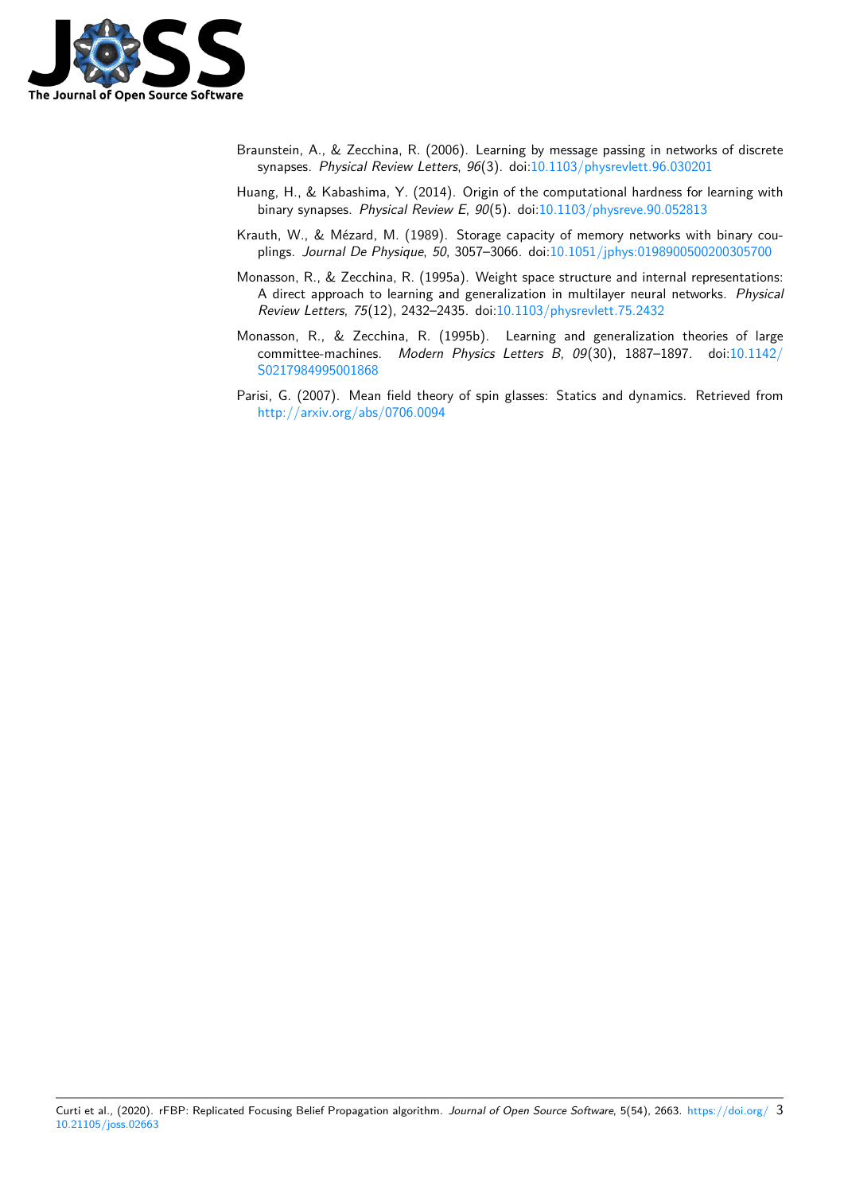Braunstein, A., & Zecchina, R. (2006). Learning by message passing in networks of discrete synapses. *Physical Review Letters*, *96*(3). doi:10.1103/physrevlett.96.030201

Huang, H., & Kabashima, Y. (2014). Origin of the computational hardness for learning with binary synapses. *Physical Review E*, *90*(5). doi:10.1103/physreve.90.052813

Krauth, W., & Mézard, M. (1989). Storage capacity of memory networks with binary couplings. *Journal De Physique*, *50*, 3057–3066. doi:10.1051/jphys:0198900500200305700

Monasson, R., & Zecchina, R. (1995a). Weight space structure and internal representations: A direct approach to learning and generalization in multilayer neural networks. *Physical Review Letters*, *75*(12), 2432–2435. doi:10.1103/physrevlett.75.2432

Monasson, R., & Zecchina, R. (1995b). Learning and generalization theories of large committee-machines. *Modern Physics Letters B*, *09*(30), 1887–1897. doi:10.1142/S0217984995001868

Parisi, G. (2007). Mean field theory of spin glasses: Statics and dynamics. Retrieved from http://arxiv.org/abs/0706.0094